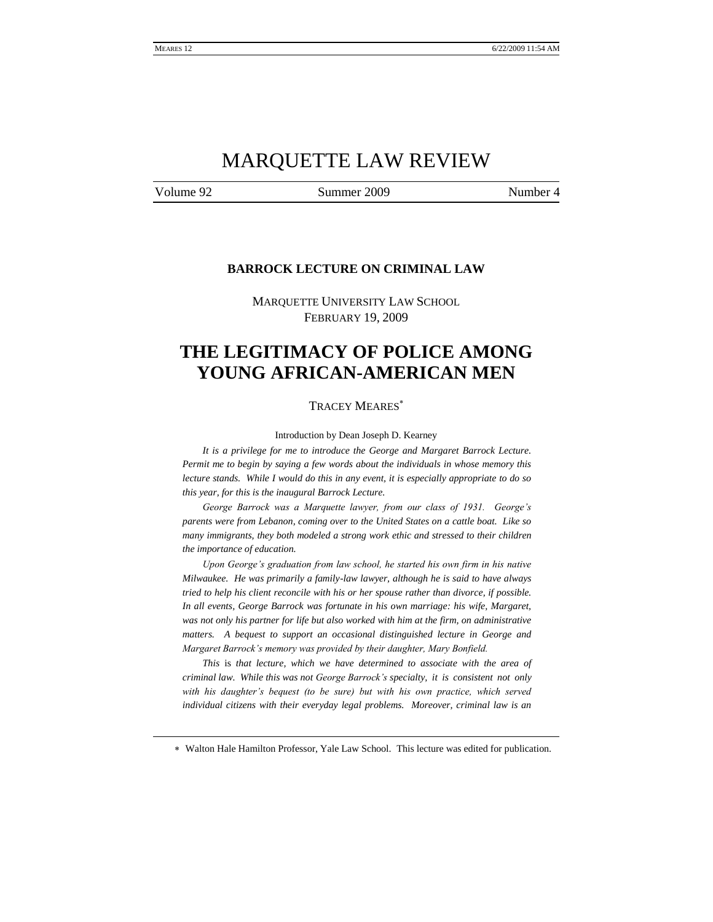# MARQUETTE LAW REVIEW

Volume 92 Summer 2009 Number 4

**BARROCK LECTURE ON CRIMINAL LAW**

MARQUETTE UNIVERSITY LAW SCHOOL
FEBRUARY 19, 2009

# THE LEGITIMACY OF POLICE AMONG YOUNG AFRICAN-AMERICAN MEN

TRACEY MEARES[*]

Introduction by Dean Joseph D. Kearney

*It is a privilege for me to introduce the George and Margaret Barrock Lecture. Permit me to begin by saying a few words about the individuals in whose memory this lecture stands. While I would do this in any event, it is especially appropriate to do so this year, for this is the inaugural Barrock Lecture.*

*George Barrock was a Marquette lawyer, from our class of 1931. George's parents were from Lebanon, coming over to the United States on a cattle boat. Like so many immigrants, they both modeled a strong work ethic and stressed to their children the importance of education.*

*Upon George's graduation from law school, he started his own firm in his native Milwaukee. He was primarily a family-law lawyer, although he is said to have always tried to help his client reconcile with his or her spouse rather than divorce, if possible. In all events, George Barrock was fortunate in his own marriage: his wife, Margaret, was not only his partner for life but also worked with him at the firm, on administrative matters. A bequest to support an occasional distinguished lecture in George and Margaret Barrock's memory was provided by their daughter, Mary Bonfield.*

*This* is *that lecture, which we have determined to associate with the area of criminal law. While this was not George Barrock's specialty, it is consistent not only with his daughter's bequest (to be sure) but with his own practice, which served individual citizens with their everyday legal problems. Moreover, criminal law is an*

---

[*] Walton Hale Hamilton Professor, Yale Law School. This lecture was edited for publication.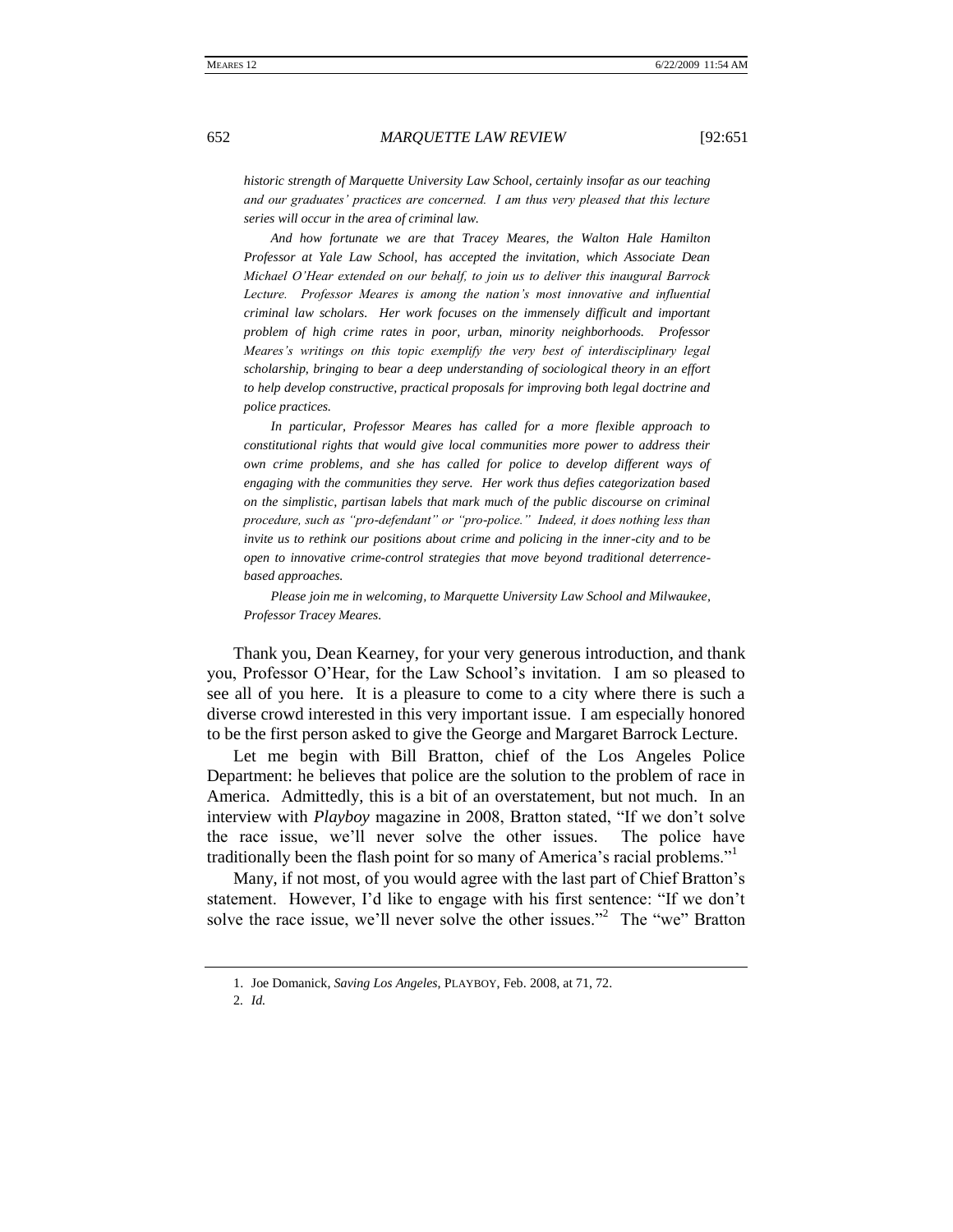*historic strength of Marquette University Law School, certainly insofar as our teaching and our graduates' practices are concerned. I am thus very pleased that this lecture series will occur in the area of criminal law.*

*And how fortunate we are that Tracey Meares, the Walton Hale Hamilton Professor at Yale Law School, has accepted the invitation, which Associate Dean Michael O'Hear extended on our behalf, to join us to deliver this inaugural Barrock Lecture. Professor Meares is among the nation's most innovative and influential criminal law scholars. Her work focuses on the immensely difficult and important problem of high crime rates in poor, urban, minority neighborhoods. Professor Meares's writings on this topic exemplify the very best of interdisciplinary legal scholarship, bringing to bear a deep understanding of sociological theory in an effort to help develop constructive, practical proposals for improving both legal doctrine and police practices.*

*In particular, Professor Meares has called for a more flexible approach to constitutional rights that would give local communities more power to address their own crime problems, and she has called for police to develop different ways of engaging with the communities they serve. Her work thus defies categorization based on the simplistic, partisan labels that mark much of the public discourse on criminal procedure, such as "pro-defendant" or "pro-police." Indeed, it does nothing less than invite us to rethink our positions about crime and policing in the inner-city and to be open to innovative crime-control strategies that move beyond traditional deterrence-based approaches.*

*Please join me in welcoming, to Marquette University Law School and Milwaukee, Professor Tracey Meares.*

Thank you, Dean Kearney, for your very generous introduction, and thank you, Professor O'Hear, for the Law School's invitation. I am so pleased to see all of you here. It is a pleasure to come to a city where there is such a diverse crowd interested in this very important issue. I am especially honored to be the first person asked to give the George and Margaret Barrock Lecture.

Let me begin with Bill Bratton, chief of the Los Angeles Police Department: he believes that police are the solution to the problem of race in America. Admittedly, this is a bit of an overstatement, but not much. In an interview with *Playboy* magazine in 2008, Bratton stated, "If we don't solve the race issue, we'll never solve the other issues. The police have traditionally been the flash point for so many of America's racial problems."[1]

Many, if not most, of you would agree with the last part of Chief Bratton's statement. However, I'd like to engage with his first sentence: "If we don't solve the race issue, we'll never solve the other issues."[2] The "we" Bratton

---

1. Joe Domanick, *Saving Los Angeles*, PLAYBOY, Feb. 2008, at 71, 72.

2. *Id.*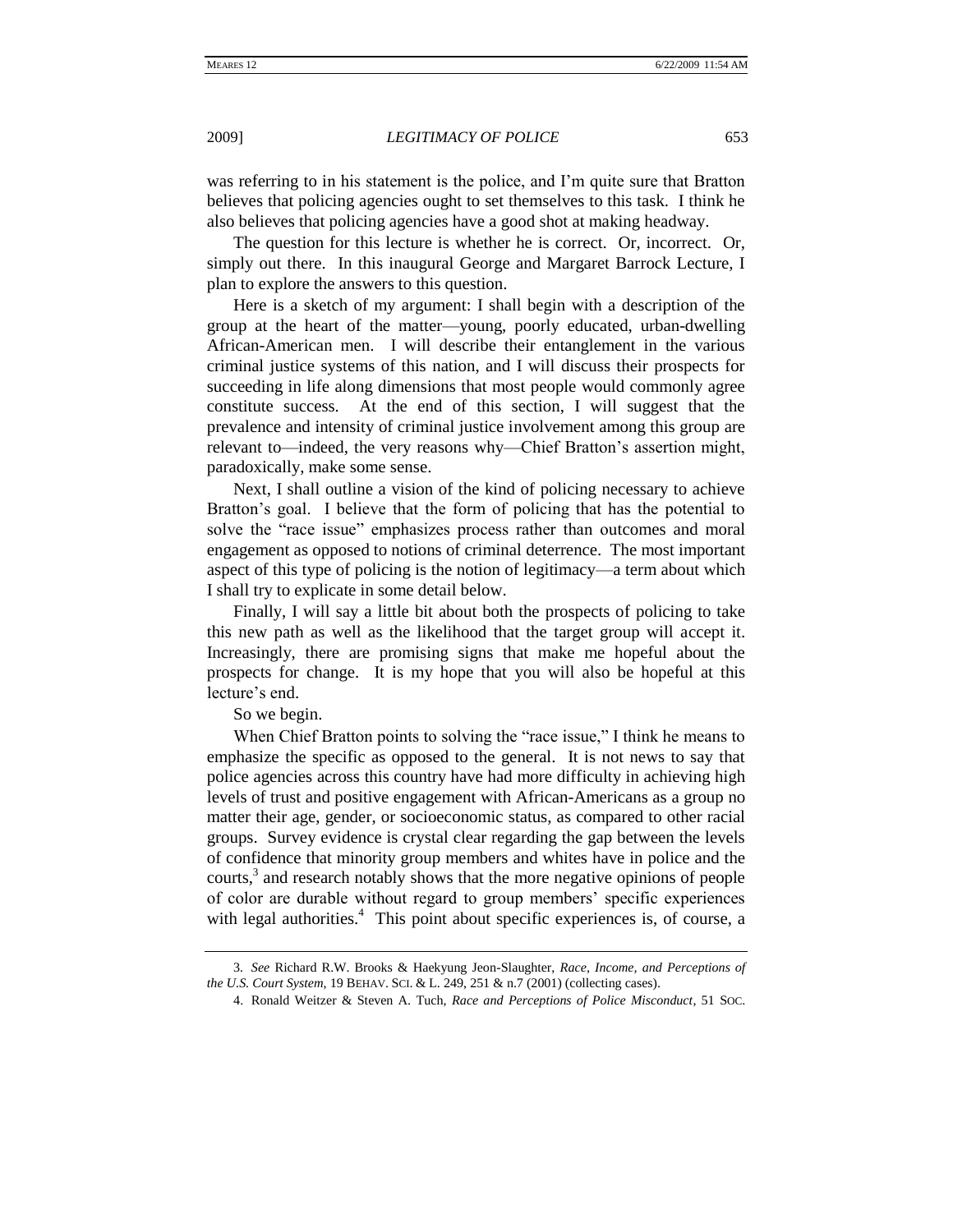was referring to in his statement is the police, and I'm quite sure that Bratton believes that policing agencies ought to set themselves to this task. I think he also believes that policing agencies have a good shot at making headway.

The question for this lecture is whether he is correct. Or, incorrect. Or, simply out there. In this inaugural George and Margaret Barrock Lecture, I plan to explore the answers to this question.

Here is a sketch of my argument: I shall begin with a description of the group at the heart of the matter—young, poorly educated, urban-dwelling African-American men. I will describe their entanglement in the various criminal justice systems of this nation, and I will discuss their prospects for succeeding in life along dimensions that most people would commonly agree constitute success. At the end of this section, I will suggest that the prevalence and intensity of criminal justice involvement among this group are relevant to—indeed, the very reasons why—Chief Bratton's assertion might, paradoxically, make some sense.

Next, I shall outline a vision of the kind of policing necessary to achieve Bratton's goal. I believe that the form of policing that has the potential to solve the "race issue" emphasizes process rather than outcomes and moral engagement as opposed to notions of criminal deterrence. The most important aspect of this type of policing is the notion of legitimacy—a term about which I shall try to explicate in some detail below.

Finally, I will say a little bit about both the prospects of policing to take this new path as well as the likelihood that the target group will accept it. Increasingly, there are promising signs that make me hopeful about the prospects for change. It is my hope that you will also be hopeful at this lecture's end.

So we begin.

When Chief Bratton points to solving the "race issue," I think he means to emphasize the specific as opposed to the general. It is not news to say that police agencies across this country have had more difficulty in achieving high levels of trust and positive engagement with African-Americans as a group no matter their age, gender, or socioeconomic status, as compared to other racial groups. Survey evidence is crystal clear regarding the gap between the levels of confidence that minority group members and whites have in police and the courts,[3] and research notably shows that the more negative opinions of people of color are durable without regard to group members' specific experiences with legal authorities.[4] This point about specific experiences is, of course, a

3. *See* Richard R.W. Brooks & Haekyung Jeon-Slaughter, *Race, Income, and Perceptions of the U.S. Court System*, 19 BEHAV. SCI. & L. 249, 251 & n.7 (2001) (collecting cases).

4. Ronald Weitzer & Steven A. Tuch, *Race and Perceptions of Police Misconduct*, 51 SOC.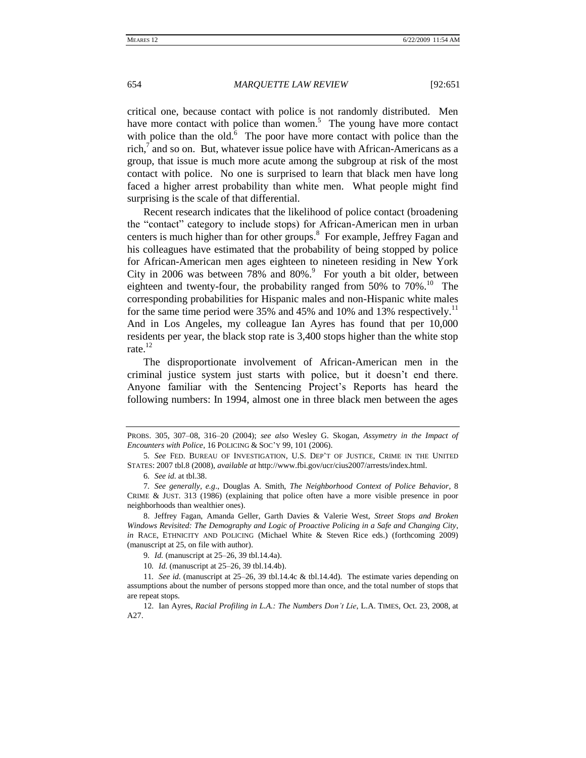critical one, because contact with police is not randomly distributed. Men have more contact with police than women.[5] The young have more contact with police than the old.[6] The poor have more contact with police than the rich,[7] and so on. But, whatever issue police have with African-Americans as a group, that issue is much more acute among the subgroup at risk of the most contact with police. No one is surprised to learn that black men have long faced a higher arrest probability than white men. What people might find surprising is the scale of that differential.

Recent research indicates that the likelihood of police contact (broadening the "contact" category to include stops) for African-American men in urban centers is much higher than for other groups.[8] For example, Jeffrey Fagan and his colleagues have estimated that the probability of being stopped by police for African-American men ages eighteen to nineteen residing in New York City in 2006 was between 78% and 80%.[9] For youth a bit older, between eighteen and twenty-four, the probability ranged from 50% to 70%.[10] The corresponding probabilities for Hispanic males and non-Hispanic white males for the same time period were 35% and 45% and 10% and 13% respectively.[11] And in Los Angeles, my colleague Ian Ayres has found that per 10,000 residents per year, the black stop rate is 3,400 stops higher than the white stop rate.[12]

The disproportionate involvement of African-American men in the criminal justice system just starts with police, but it doesn't end there. Anyone familiar with the Sentencing Project's Reports has heard the following numbers: In 1994, almost one in three black men between the ages

---

PROBS. 305, 307–08, 316–20 (2004); *see also* Wesley G. Skogan, *Assymetry in the Impact of Encounters with Police*, 16 POLICING & SOC'Y 99, 101 (2006).

5. *See* FED. BUREAU OF INVESTIGATION, U.S. DEP'T OF JUSTICE, CRIME IN THE UNITED STATES: 2007 tbl.8 (2008), *available at* http://www.fbi.gov/ucr/cius2007/arrests/index.html.

6. *See id.* at tbl.38.

7. *See generally, e.g.*, Douglas A. Smith, *The Neighborhood Context of Police Behavior*, 8 CRIME & JUST. 313 (1986) (explaining that police often have a more visible presence in poor neighborhoods than wealthier ones).

8. Jeffrey Fagan, Amanda Geller, Garth Davies & Valerie West, *Street Stops and Broken Windows Revisited: The Demography and Logic of Proactive Policing in a Safe and Changing City*, *in* RACE, ETHNICITY AND POLICING (Michael White & Steven Rice eds.) (forthcoming 2009) (manuscript at 25, on file with author).

9. *Id.* (manuscript at 25–26, 39 tbl.14.4a).

10. *Id.* (manuscript at 25–26, 39 tbl.14.4b).

11. *See id.* (manuscript at 25–26, 39 tbl.14.4c & tbl.14.4d). The estimate varies depending on assumptions about the number of persons stopped more than once, and the total number of stops that are repeat stops.

12. Ian Ayres, *Racial Profiling in L.A.: The Numbers Don't Lie*, L.A. TIMES, Oct. 23, 2008, at A27.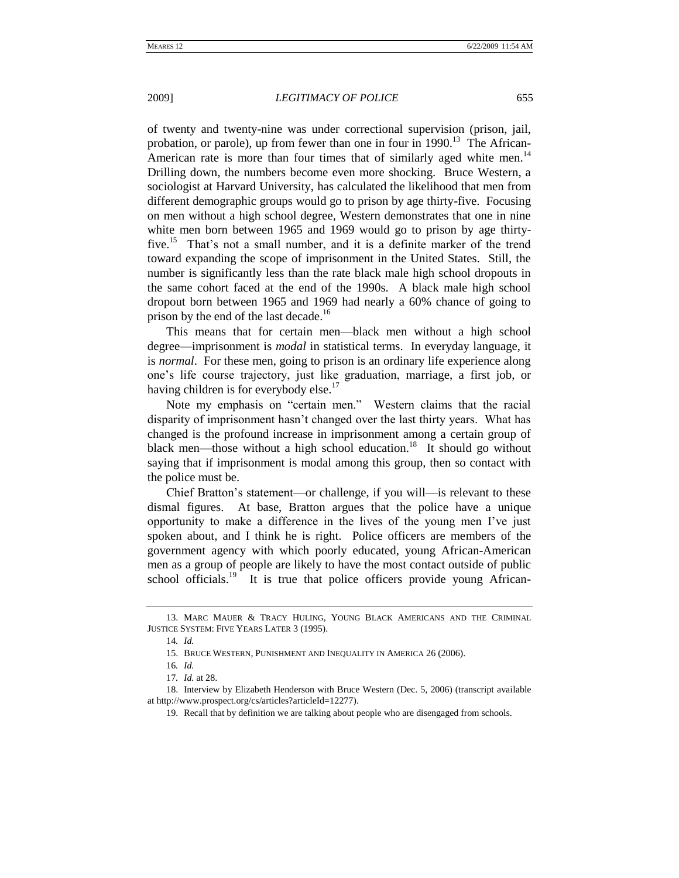of twenty and twenty-nine was under correctional supervision (prison, jail, probation, or parole), up from fewer than one in four in 1990.[13] The African-American rate is more than four times that of similarly aged white men.[14] Drilling down, the numbers become even more shocking. Bruce Western, a sociologist at Harvard University, has calculated the likelihood that men from different demographic groups would go to prison by age thirty-five. Focusing on men without a high school degree, Western demonstrates that one in nine white men born between 1965 and 1969 would go to prison by age thirty-five.[15] That's not a small number, and it is a definite marker of the trend toward expanding the scope of imprisonment in the United States. Still, the number is significantly less than the rate black male high school dropouts in the same cohort faced at the end of the 1990s. A black male high school dropout born between 1965 and 1969 had nearly a 60% chance of going to prison by the end of the last decade.[16]

This means that for certain men—black men without a high school degree—imprisonment is *modal* in statistical terms. In everyday language, it is *normal*. For these men, going to prison is an ordinary life experience along one's life course trajectory, just like graduation, marriage, a first job, or having children is for everybody else.[17]

Note my emphasis on "certain men." Western claims that the racial disparity of imprisonment hasn't changed over the last thirty years. What has changed is the profound increase in imprisonment among a certain group of black men—those without a high school education.[18] It should go without saying that if imprisonment is modal among this group, then so contact with the police must be.

Chief Bratton's statement—or challenge, if you will—is relevant to these dismal figures. At base, Bratton argues that the police have a unique opportunity to make a difference in the lives of the young men I've just spoken about, and I think he is right. Police officers are members of the government agency with which poorly educated, young African-American men as a group of people are likely to have the most contact outside of public school officials.[19] It is true that police officers provide young African-

---

13. MARC MAUER & TRACY HULING, YOUNG BLACK AMERICANS AND THE CRIMINAL JUSTICE SYSTEM: FIVE YEARS LATER 3 (1995).

14. *Id.*

15. BRUCE WESTERN, PUNISHMENT AND INEQUALITY IN AMERICA 26 (2006).

16. *Id.*

17. *Id.* at 28.

18. Interview by Elizabeth Henderson with Bruce Western (Dec. 5, 2006) (transcript available at http://www.prospect.org/cs/articles?articleId=12277).

19. Recall that by definition we are talking about people who are disengaged from schools.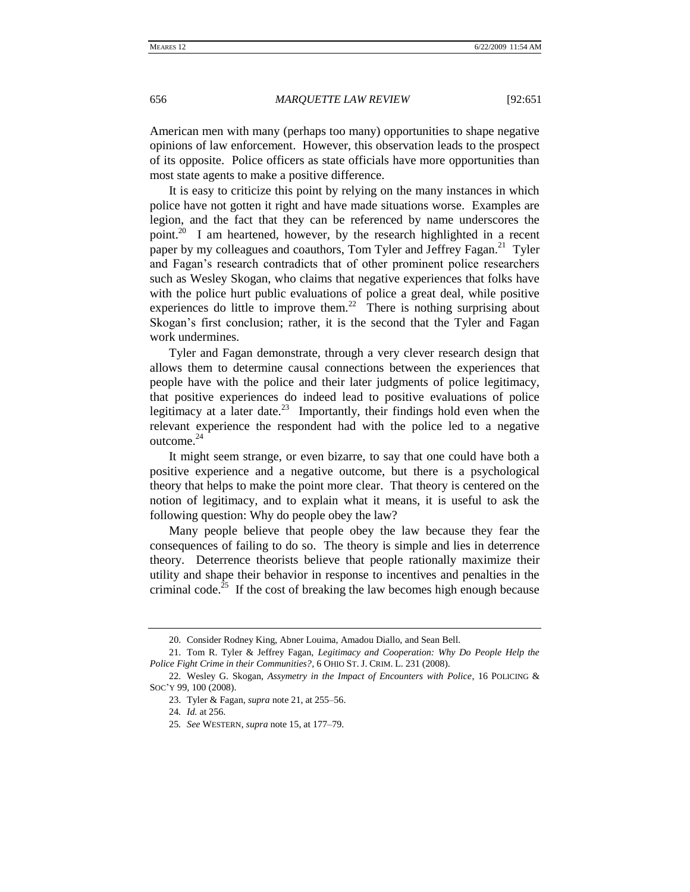American men with many (perhaps too many) opportunities to shape negative opinions of law enforcement. However, this observation leads to the prospect of its opposite. Police officers as state officials have more opportunities than most state agents to make a positive difference.

It is easy to criticize this point by relying on the many instances in which police have not gotten it right and have made situations worse. Examples are legion, and the fact that they can be referenced by name underscores the point.[20] I am heartened, however, by the research highlighted in a recent paper by my colleagues and coauthors, Tom Tyler and Jeffrey Fagan.[21] Tyler and Fagan's research contradicts that of other prominent police researchers such as Wesley Skogan, who claims that negative experiences that folks have with the police hurt public evaluations of police a great deal, while positive experiences do little to improve them.[22] There is nothing surprising about Skogan's first conclusion; rather, it is the second that the Tyler and Fagan work undermines.

Tyler and Fagan demonstrate, through a very clever research design that allows them to determine causal connections between the experiences that people have with the police and their later judgments of police legitimacy, that positive experiences do indeed lead to positive evaluations of police legitimacy at a later date.[23] Importantly, their findings hold even when the relevant experience the respondent had with the police led to a negative outcome.[24]

It might seem strange, or even bizarre, to say that one could have both a positive experience and a negative outcome, but there is a psychological theory that helps to make the point more clear. That theory is centered on the notion of legitimacy, and to explain what it means, it is useful to ask the following question: Why do people obey the law?

Many people believe that people obey the law because they fear the consequences of failing to do so. The theory is simple and lies in deterrence theory. Deterrence theorists believe that people rationally maximize their utility and shape their behavior in response to incentives and penalties in the criminal code.[25] If the cost of breaking the law becomes high enough because

---

20. Consider Rodney King, Abner Louima, Amadou Diallo, and Sean Bell.

21. Tom R. Tyler & Jeffrey Fagan, *Legitimacy and Cooperation: Why Do People Help the Police Fight Crime in their Communities?*, 6 OHIO ST. J. CRIM. L. 231 (2008).

22. Wesley G. Skogan, *Assymetry in the Impact of Encounters with Police*, 16 POLICING & SOC'Y 99, 100 (2008).

23. Tyler & Fagan, *supra* note 21, at 255–56.

24. *Id.* at 256.

25. *See* WESTERN, *supra* note 15, at 177–79.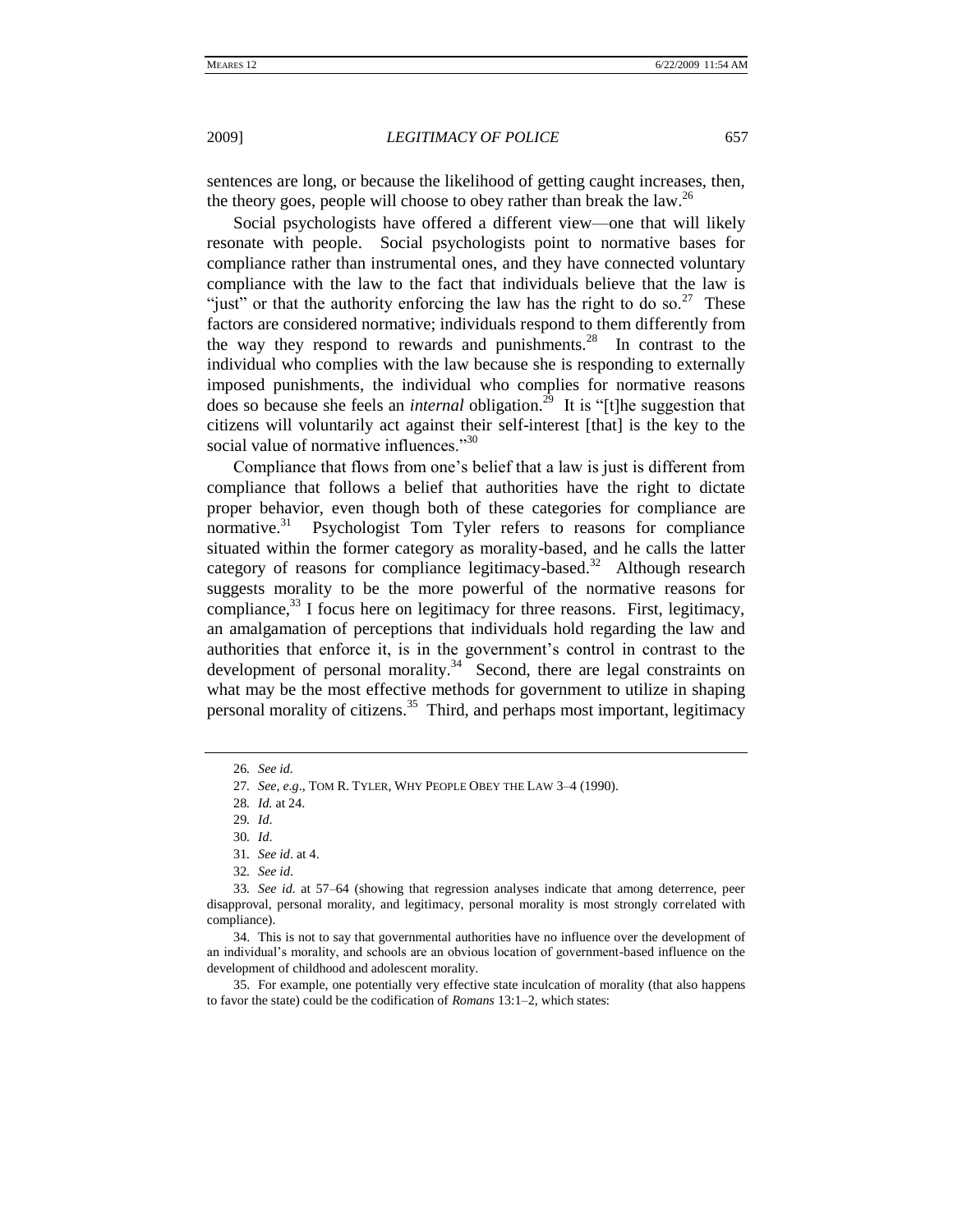sentences are long, or because the likelihood of getting caught increases, then, the theory goes, people will choose to obey rather than break the law.[26]

Social psychologists have offered a different view—one that will likely resonate with people. Social psychologists point to normative bases for compliance rather than instrumental ones, and they have connected voluntary compliance with the law to the fact that individuals believe that the law is "just" or that the authority enforcing the law has the right to do so.[27] These factors are considered normative; individuals respond to them differently from the way they respond to rewards and punishments.[28] In contrast to the individual who complies with the law because she is responding to externally imposed punishments, the individual who complies for normative reasons does so because she feels an *internal* obligation.[29] It is "[t]he suggestion that citizens will voluntarily act against their self-interest [that] is the key to the social value of normative influences."[30]

Compliance that flows from one's belief that a law is just is different from compliance that follows a belief that authorities have the right to dictate proper behavior, even though both of these categories for compliance are normative.[31] Psychologist Tom Tyler refers to reasons for compliance situated within the former category as morality-based, and he calls the latter category of reasons for compliance legitimacy-based.[32] Although research suggests morality to be the more powerful of the normative reasons for compliance,[33] I focus here on legitimacy for three reasons. First, legitimacy, an amalgamation of perceptions that individuals hold regarding the law and authorities that enforce it, is in the government's control in contrast to the development of personal morality.[34] Second, there are legal constraints on what may be the most effective methods for government to utilize in shaping personal morality of citizens.[35] Third, and perhaps most important, legitimacy

---

26. *See id.*

27. *See, e.g.*, TOM R. TYLER, WHY PEOPLE OBEY THE LAW 3–4 (1990).

28. *Id.* at 24.

29. *Id.*

30. *Id.*

31. *See id.* at 4.

32. *See id.*

33. *See id.* at 57–64 (showing that regression analyses indicate that among deterrence, peer disapproval, personal morality, and legitimacy, personal morality is most strongly correlated with compliance).

34. This is not to say that governmental authorities have no influence over the development of an individual's morality, and schools are an obvious location of government-based influence on the development of childhood and adolescent morality.

35. For example, one potentially very effective state inculcation of morality (that also happens to favor the state) could be the codification of *Romans* 13:1–2, which states: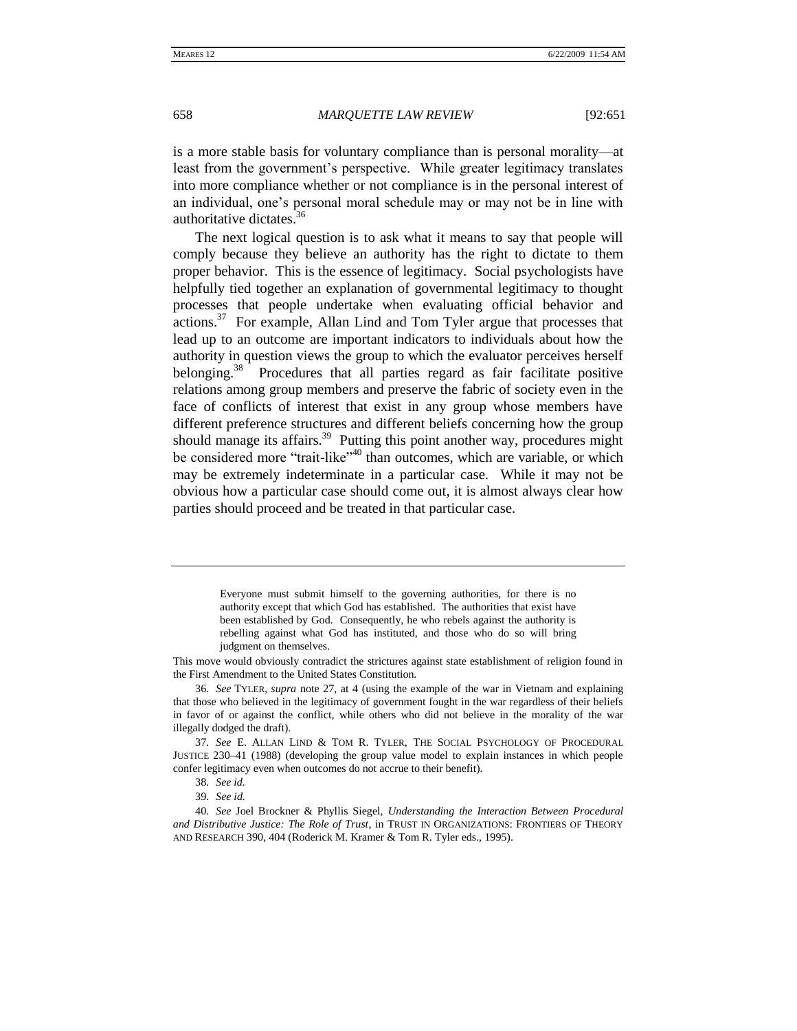is a more stable basis for voluntary compliance than is personal morality—at least from the government's perspective. While greater legitimacy translates into more compliance whether or not compliance is in the personal interest of an individual, one's personal moral schedule may or may not be in line with authoritative dictates.[36]

The next logical question is to ask what it means to say that people will comply because they believe an authority has the right to dictate to them proper behavior. This is the essence of legitimacy. Social psychologists have helpfully tied together an explanation of governmental legitimacy to thought processes that people undertake when evaluating official behavior and actions.[37] For example, Allan Lind and Tom Tyler argue that processes that lead up to an outcome are important indicators to individuals about how the authority in question views the group to which the evaluator perceives herself belonging.[38] Procedures that all parties regard as fair facilitate positive relations among group members and preserve the fabric of society even in the face of conflicts of interest that exist in any group whose members have different preference structures and different beliefs concerning how the group should manage its affairs.[39] Putting this point another way, procedures might be considered more "trait-like"[40] than outcomes, which are variable, or which may be extremely indeterminate in a particular case. While it may not be obvious how a particular case should come out, it is almost always clear how parties should proceed and be treated in that particular case.

---

> Everyone must submit himself to the governing authorities, for there is no authority except that which God has established. The authorities that exist have been established by God. Consequently, he who rebels against the authority is rebelling against what God has instituted, and those who do so will bring judgment on themselves.

This move would obviously contradict the strictures against state establishment of religion found in the First Amendment to the United States Constitution.

36. *See* TYLER, *supra* note 27, at 4 (using the example of the war in Vietnam and explaining that those who believed in the legitimacy of government fought in the war regardless of their beliefs in favor of or against the conflict, while others who did not believe in the morality of the war illegally dodged the draft).

37. *See* E. ALLAN LIND & TOM R. TYLER, THE SOCIAL PSYCHOLOGY OF PROCEDURAL JUSTICE 230–41 (1988) (developing the group value model to explain instances in which people confer legitimacy even when outcomes do not accrue to their benefit).

38. *See id.*

39. *See id.*

40. *See* Joel Brockner & Phyllis Siegel, *Understanding the Interaction Between Procedural and Distributive Justice: The Role of Trust*, in TRUST IN ORGANIZATIONS: FRONTIERS OF THEORY AND RESEARCH 390, 404 (Roderick M. Kramer & Tom R. Tyler eds., 1995).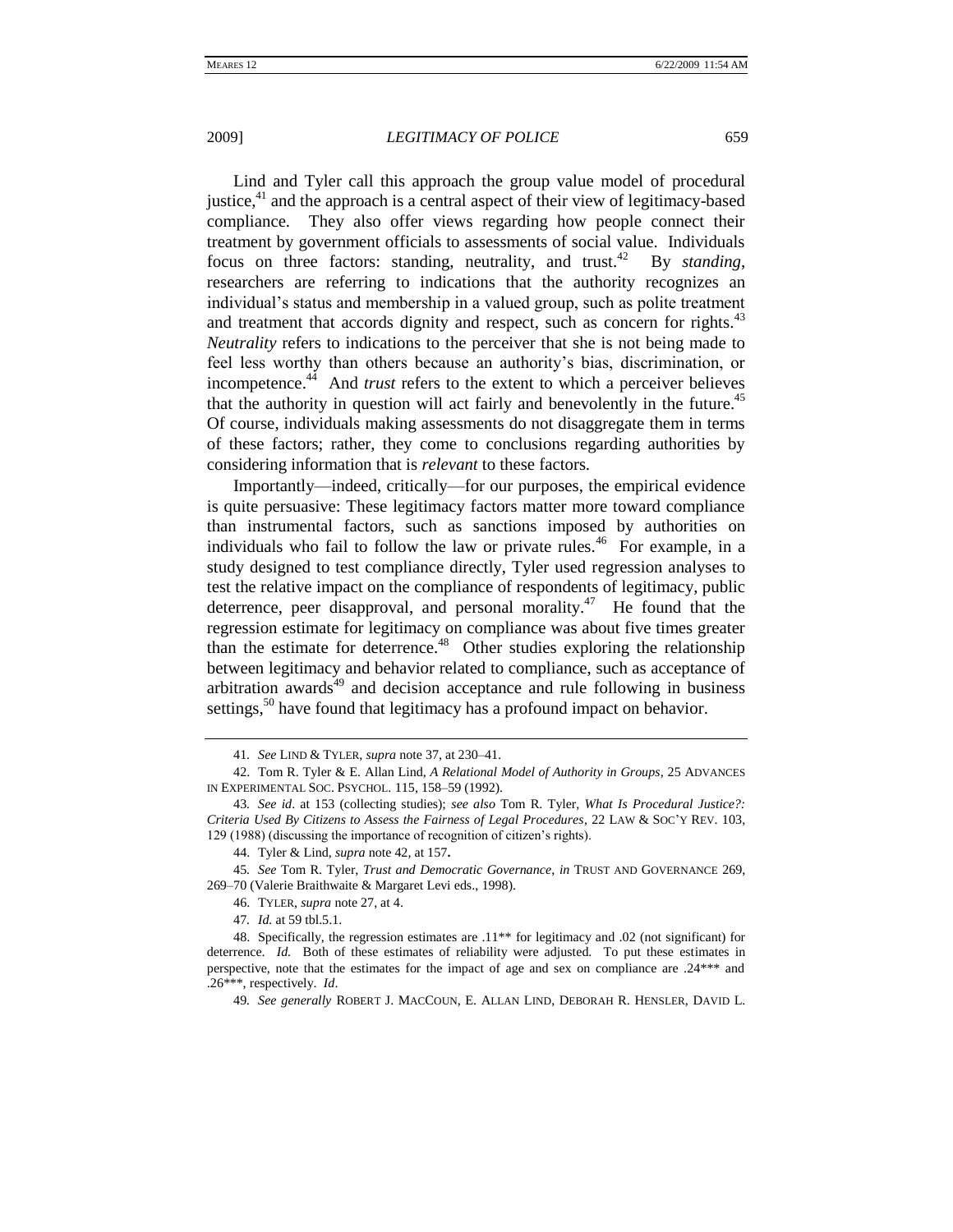Lind and Tyler call this approach the group value model of procedural justice,[41] and the approach is a central aspect of their view of legitimacy-based compliance. They also offer views regarding how people connect their treatment by government officials to assessments of social value. Individuals focus on three factors: standing, neutrality, and trust.[42] By *standing*, researchers are referring to indications that the authority recognizes an individual's status and membership in a valued group, such as polite treatment and treatment that accords dignity and respect, such as concern for rights.[43] *Neutrality* refers to indications to the perceiver that she is not being made to feel less worthy than others because an authority's bias, discrimination, or incompetence.[44] And *trust* refers to the extent to which a perceiver believes that the authority in question will act fairly and benevolently in the future.[45] Of course, individuals making assessments do not disaggregate them in terms of these factors; rather, they come to conclusions regarding authorities by considering information that is *relevant* to these factors.

Importantly—indeed, critically—for our purposes, the empirical evidence is quite persuasive: These legitimacy factors matter more toward compliance than instrumental factors, such as sanctions imposed by authorities on individuals who fail to follow the law or private rules.[46] For example, in a study designed to test compliance directly, Tyler used regression analyses to test the relative impact on the compliance of respondents of legitimacy, public deterrence, peer disapproval, and personal morality.[47] He found that the regression estimate for legitimacy on compliance was about five times greater than the estimate for deterrence.[48] Other studies exploring the relationship between legitimacy and behavior related to compliance, such as acceptance of arbitration awards[49] and decision acceptance and rule following in business settings,[50] have found that legitimacy has a profound impact on behavior.

---

41. *See* LIND & TYLER, *supra* note 37, at 230–41.

42. Tom R. Tyler & E. Allan Lind, *A Relational Model of Authority in Groups*, 25 ADVANCES IN EXPERIMENTAL SOC. PSYCHOL. 115, 158–59 (1992).

43. *See id*. at 153 (collecting studies); *see also* Tom R. Tyler, *What Is Procedural Justice?: Criteria Used By Citizens to Assess the Fairness of Legal Procedures*, 22 LAW & SOC'Y REV. 103, 129 (1988) (discussing the importance of recognition of citizen's rights).

44. Tyler & Lind, *supra* note 42, at 157**.**

45. *See* Tom R. Tyler, *Trust and Democratic Governance*, *in* TRUST AND GOVERNANCE 269, 269–70 (Valerie Braithwaite & Margaret Levi eds., 1998).

46. TYLER, *supra* note 27, at 4.

47. *Id.* at 59 tbl.5.1.

48. Specifically, the regression estimates are .11** for legitimacy and .02 (not significant) for deterrence. *Id.* Both of these estimates of reliability were adjusted. To put these estimates in perspective, note that the estimates for the impact of age and sex on compliance are .24*** and .26***, respectively. *Id*.

49. *See generally* ROBERT J. MACCOUN, E. ALLAN LIND, DEBORAH R. HENSLER, DAVID L.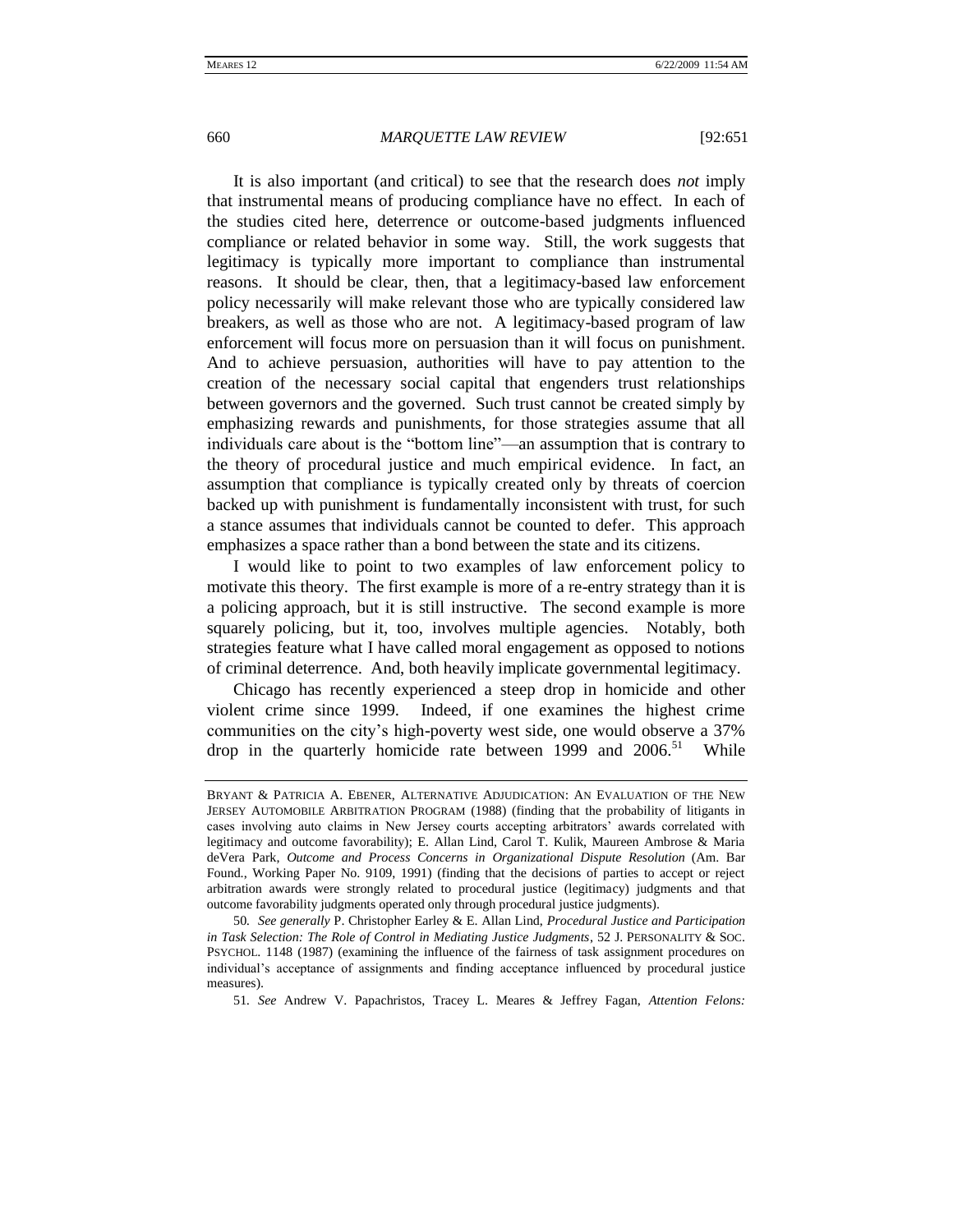It is also important (and critical) to see that the research does *not* imply that instrumental means of producing compliance have no effect. In each of the studies cited here, deterrence or outcome-based judgments influenced compliance or related behavior in some way. Still, the work suggests that legitimacy is typically more important to compliance than instrumental reasons. It should be clear, then, that a legitimacy-based law enforcement policy necessarily will make relevant those who are typically considered law breakers, as well as those who are not. A legitimacy-based program of law enforcement will focus more on persuasion than it will focus on punishment. And to achieve persuasion, authorities will have to pay attention to the creation of the necessary social capital that engenders trust relationships between governors and the governed. Such trust cannot be created simply by emphasizing rewards and punishments, for those strategies assume that all individuals care about is the "bottom line"—an assumption that is contrary to the theory of procedural justice and much empirical evidence. In fact, an assumption that compliance is typically created only by threats of coercion backed up with punishment is fundamentally inconsistent with trust, for such a stance assumes that individuals cannot be counted to defer. This approach emphasizes a space rather than a bond between the state and its citizens.

I would like to point to two examples of law enforcement policy to motivate this theory. The first example is more of a re-entry strategy than it is a policing approach, but it is still instructive. The second example is more squarely policing, but it, too, involves multiple agencies. Notably, both strategies feature what I have called moral engagement as opposed to notions of criminal deterrence. And, both heavily implicate governmental legitimacy.

Chicago has recently experienced a steep drop in homicide and other violent crime since 1999. Indeed, if one examines the highest crime communities on the city's high-poverty west side, one would observe a 37% drop in the quarterly homicide rate between 1999 and 2006.[51] While

---

BRYANT & PATRICIA A. EBENER, ALTERNATIVE ADJUDICATION: AN EVALUATION OF THE NEW JERSEY AUTOMOBILE ARBITRATION PROGRAM (1988) (finding that the probability of litigants in cases involving auto claims in New Jersey courts accepting arbitrators' awards correlated with legitimacy and outcome favorability); E. Allan Lind, Carol T. Kulik, Maureen Ambrose & Maria deVera Park, *Outcome and Process Concerns in Organizational Dispute Resolution* (Am. Bar Found., Working Paper No. 9109, 1991) (finding that the decisions of parties to accept or reject arbitration awards were strongly related to procedural justice (legitimacy) judgments and that outcome favorability judgments operated only through procedural justice judgments).

50. *See generally* P. Christopher Earley & E. Allan Lind, *Procedural Justice and Participation in Task Selection: The Role of Control in Mediating Justice Judgments*, 52 J. PERSONALITY & SOC. PSYCHOL. 1148 (1987) (examining the influence of the fairness of task assignment procedures on individual's acceptance of assignments and finding acceptance influenced by procedural justice measures).

51. *See* Andrew V. Papachristos, Tracey L. Meares & Jeffrey Fagan, *Attention Felons:*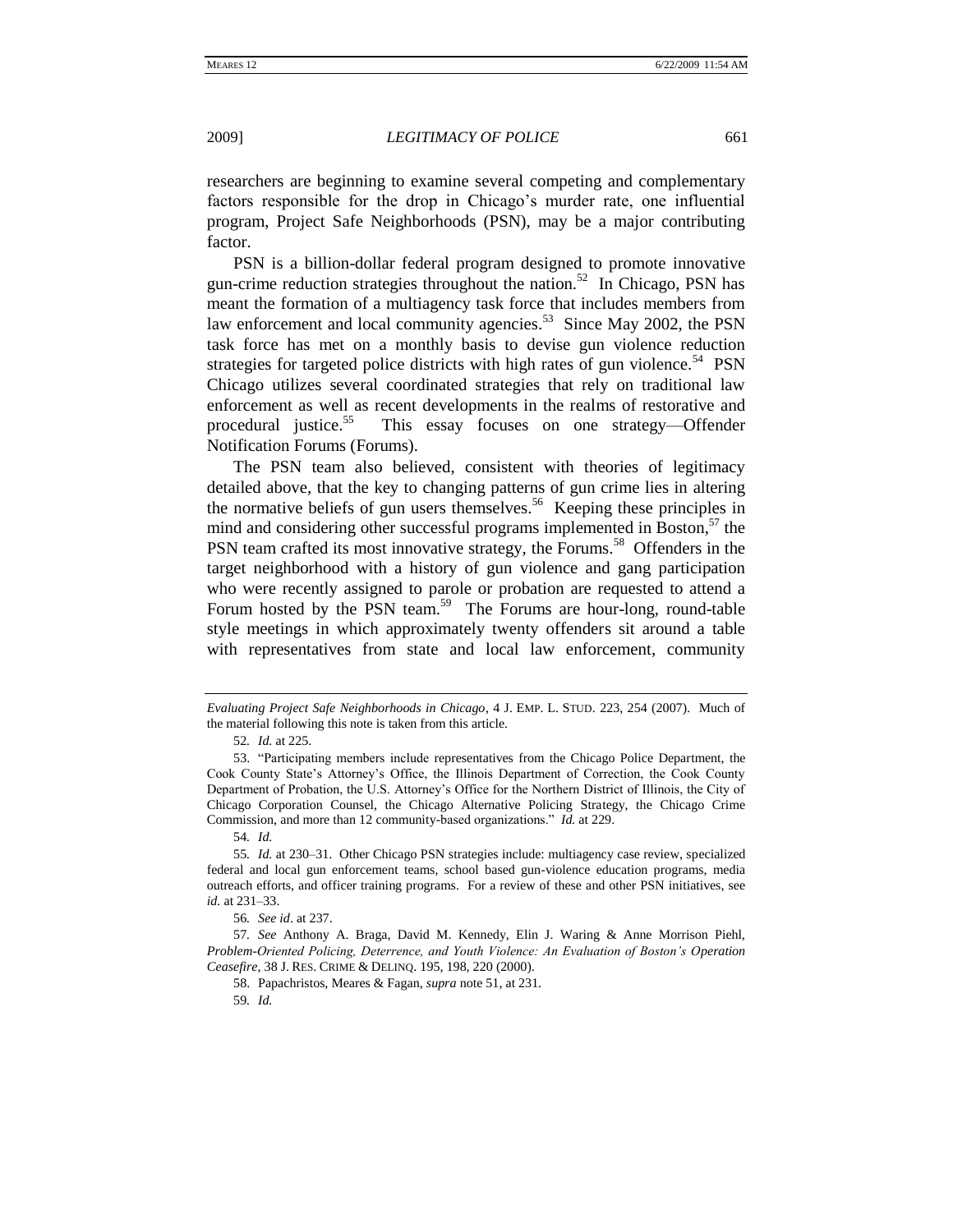researchers are beginning to examine several competing and complementary factors responsible for the drop in Chicago's murder rate, one influential program, Project Safe Neighborhoods (PSN), may be a major contributing factor.

PSN is a billion-dollar federal program designed to promote innovative gun-crime reduction strategies throughout the nation.[52] In Chicago, PSN has meant the formation of a multiagency task force that includes members from law enforcement and local community agencies.[53] Since May 2002, the PSN task force has met on a monthly basis to devise gun violence reduction strategies for targeted police districts with high rates of gun violence.[54] PSN Chicago utilizes several coordinated strategies that rely on traditional law enforcement as well as recent developments in the realms of restorative and procedural justice.[55] This essay focuses on one strategy—Offender Notification Forums (Forums).

The PSN team also believed, consistent with theories of legitimacy detailed above, that the key to changing patterns of gun crime lies in altering the normative beliefs of gun users themselves.[56] Keeping these principles in mind and considering other successful programs implemented in Boston,[57] the PSN team crafted its most innovative strategy, the Forums.[58] Offenders in the target neighborhood with a history of gun violence and gang participation who were recently assigned to parole or probation are requested to attend a Forum hosted by the PSN team.[59] The Forums are hour-long, round-table style meetings in which approximately twenty offenders sit around a table with representatives from state and local law enforcement, community

---

*Evaluating Project Safe Neighborhoods in Chicago*, 4 J. EMP. L. STUD. 223, 254 (2007). Much of the material following this note is taken from this article.

52. *Id.* at 225.

53. "Participating members include representatives from the Chicago Police Department, the Cook County State's Attorney's Office, the Illinois Department of Correction, the Cook County Department of Probation, the U.S. Attorney's Office for the Northern District of Illinois, the City of Chicago Corporation Counsel, the Chicago Alternative Policing Strategy, the Chicago Crime Commission, and more than 12 community-based organizations." *Id.* at 229.

54. *Id.*

55. *Id.* at 230–31. Other Chicago PSN strategies include: multiagency case review, specialized federal and local gun enforcement teams, school based gun-violence education programs, media outreach efforts, and officer training programs. For a review of these and other PSN initiatives, see *id.* at 231–33.

56. *See id*. at 237.

57. *See* Anthony A. Braga, David M. Kennedy, Elin J. Waring & Anne Morrison Piehl, *Problem-Oriented Policing, Deterrence, and Youth Violence: An Evaluation of Boston's Operation Ceasefire*, 38 J. RES. CRIME & DELINQ. 195, 198, 220 (2000).

58. Papachristos, Meares & Fagan, *supra* note 51, at 231.

59. *Id.*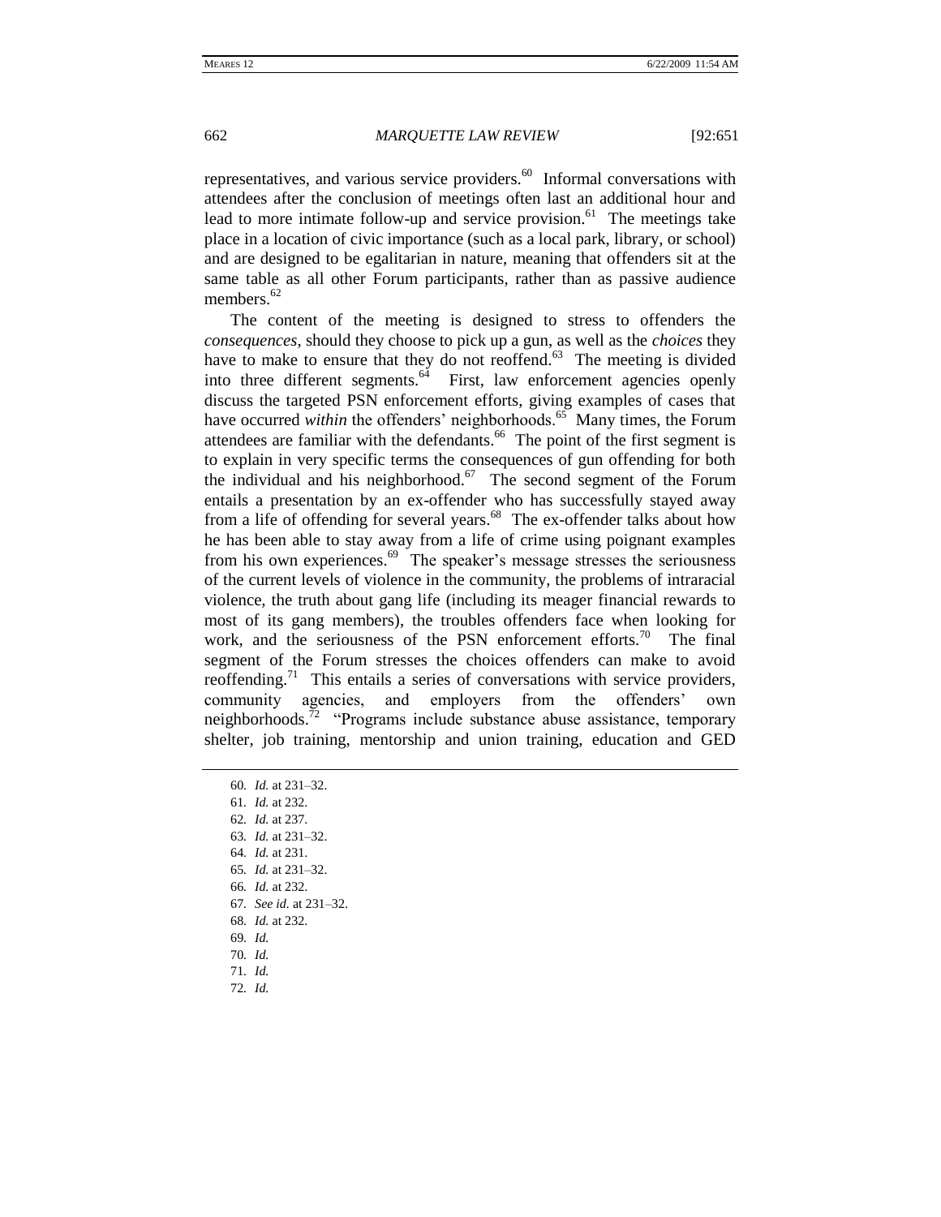representatives, and various service providers.[60] Informal conversations with attendees after the conclusion of meetings often last an additional hour and lead to more intimate follow-up and service provision.[61] The meetings take place in a location of civic importance (such as a local park, library, or school) and are designed to be egalitarian in nature, meaning that offenders sit at the same table as all other Forum participants, rather than as passive audience members.[62]

The content of the meeting is designed to stress to offenders the *consequences*, should they choose to pick up a gun, as well as the *choices* they have to make to ensure that they do not reoffend.[63] The meeting is divided into three different segments.[64] First, law enforcement agencies openly discuss the targeted PSN enforcement efforts, giving examples of cases that have occurred *within* the offenders' neighborhoods.[65] Many times, the Forum attendees are familiar with the defendants.[66] The point of the first segment is to explain in very specific terms the consequences of gun offending for both the individual and his neighborhood.[67] The second segment of the Forum entails a presentation by an ex-offender who has successfully stayed away from a life of offending for several years.[68] The ex-offender talks about how he has been able to stay away from a life of crime using poignant examples from his own experiences.[69] The speaker's message stresses the seriousness of the current levels of violence in the community, the problems of intraracial violence, the truth about gang life (including its meager financial rewards to most of its gang members), the troubles offenders face when looking for work, and the seriousness of the PSN enforcement efforts.[70] The final segment of the Forum stresses the choices offenders can make to avoid reoffending.[71] This entails a series of conversations with service providers, community agencies, and employers from the offenders' own neighborhoods.[72] "Programs include substance abuse assistance, temporary shelter, job training, mentorship and union training, education and GED

---

60. *Id.* at 231–32.
61. *Id.* at 232.
62. *Id.* at 237.
63. *Id.* at 231–32.
64. *Id.* at 231.
65. *Id.* at 231–32.
66. *Id.* at 232.
67. *See id.* at 231–32.
68. *Id.* at 232.
69. *Id.*
70. *Id.*
71. *Id.*
72. *Id.*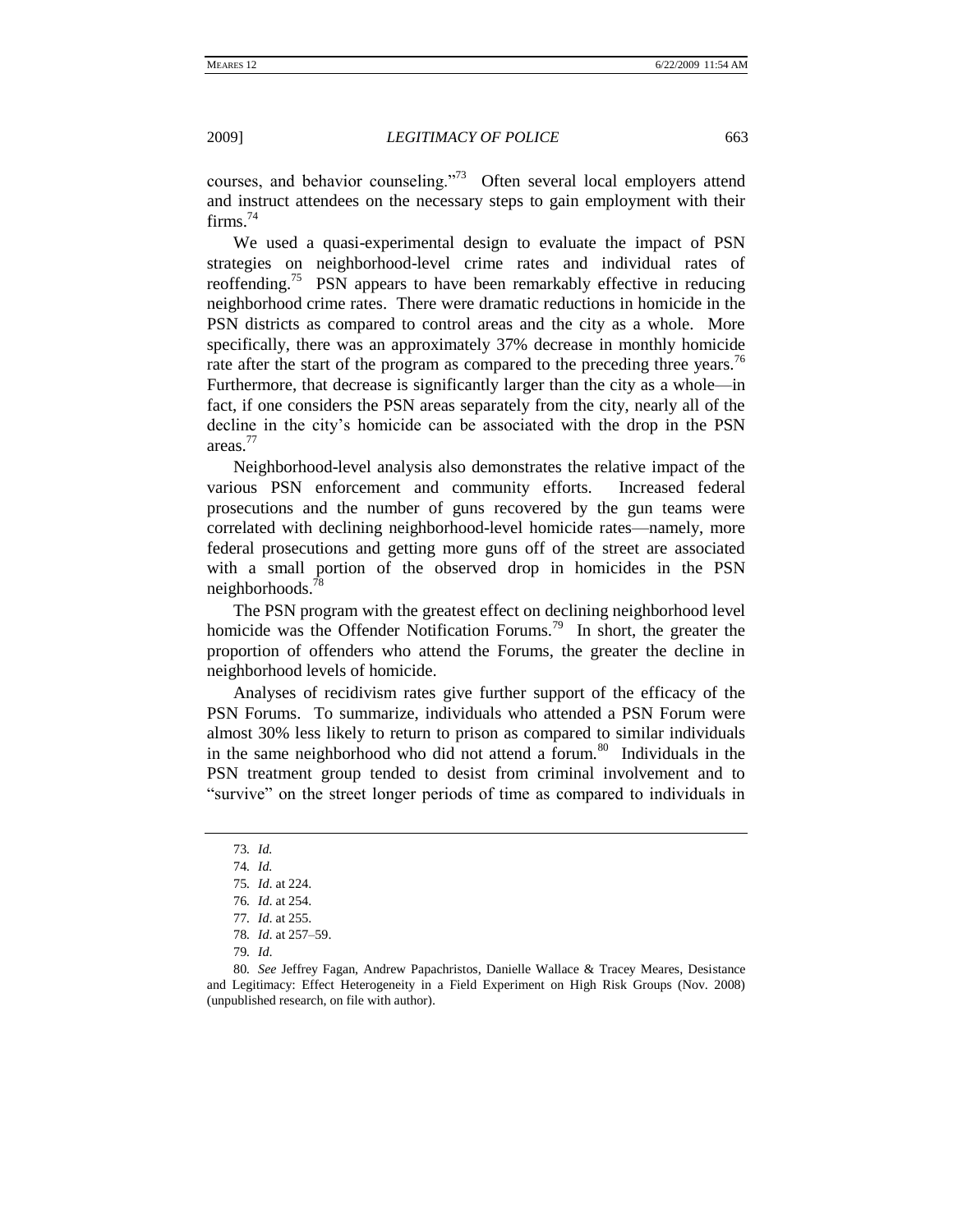courses, and behavior counseling."[73] Often several local employers attend and instruct attendees on the necessary steps to gain employment with their firms.[74]

We used a quasi-experimental design to evaluate the impact of PSN strategies on neighborhood-level crime rates and individual rates of reoffending.[75] PSN appears to have been remarkably effective in reducing neighborhood crime rates. There were dramatic reductions in homicide in the PSN districts as compared to control areas and the city as a whole. More specifically, there was an approximately 37% decrease in monthly homicide rate after the start of the program as compared to the preceding three years.[76] Furthermore, that decrease is significantly larger than the city as a whole—in fact, if one considers the PSN areas separately from the city, nearly all of the decline in the city's homicide can be associated with the drop in the PSN areas.[77]

Neighborhood-level analysis also demonstrates the relative impact of the various PSN enforcement and community efforts. Increased federal prosecutions and the number of guns recovered by the gun teams were correlated with declining neighborhood-level homicide rates—namely, more federal prosecutions and getting more guns off of the street are associated with a small portion of the observed drop in homicides in the PSN neighborhoods.[78]

The PSN program with the greatest effect on declining neighborhood level homicide was the Offender Notification Forums.[79] In short, the greater the proportion of offenders who attend the Forums, the greater the decline in neighborhood levels of homicide.

Analyses of recidivism rates give further support of the efficacy of the PSN Forums. To summarize, individuals who attended a PSN Forum were almost 30% less likely to return to prison as compared to similar individuals in the same neighborhood who did not attend a forum.[80] Individuals in the PSN treatment group tended to desist from criminal involvement and to "survive" on the street longer periods of time as compared to individuals in

---

73. *Id.*

74. *Id.*

75. *Id.* at 224.

76. *Id.* at 254.

77. *Id.* at 255.

78. *Id.* at 257–59.

79. *Id.*

80. *See* Jeffrey Fagan, Andrew Papachristos, Danielle Wallace & Tracey Meares, Desistance and Legitimacy: Effect Heterogeneity in a Field Experiment on High Risk Groups (Nov. 2008) (unpublished research, on file with author).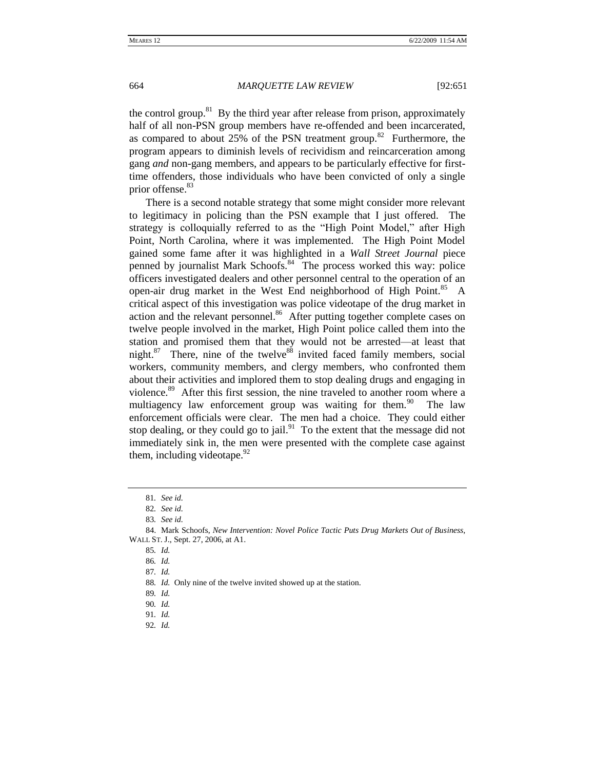the control group.[81] By the third year after release from prison, approximately half of all non-PSN group members have re-offended and been incarcerated, as compared to about 25% of the PSN treatment group.[82] Furthermore, the program appears to diminish levels of recidivism and reincarceration among gang *and* non-gang members, and appears to be particularly effective for first-time offenders, those individuals who have been convicted of only a single prior offense.[83]

There is a second notable strategy that some might consider more relevant to legitimacy in policing than the PSN example that I just offered. The strategy is colloquially referred to as the "High Point Model," after High Point, North Carolina, where it was implemented. The High Point Model gained some fame after it was highlighted in a *Wall Street Journal* piece penned by journalist Mark Schoofs.[84] The process worked this way: police officers investigated dealers and other personnel central to the operation of an open-air drug market in the West End neighborhood of High Point.[85] A critical aspect of this investigation was police videotape of the drug market in action and the relevant personnel.[86] After putting together complete cases on twelve people involved in the market, High Point police called them into the station and promised them that they would not be arrested—at least that night.[87] There, nine of the twelve[88] invited faced family members, social workers, community members, and clergy members, who confronted them about their activities and implored them to stop dealing drugs and engaging in violence.[89] After this first session, the nine traveled to another room where a multiagency law enforcement group was waiting for them.[90] The law enforcement officials were clear. The men had a choice. They could either stop dealing, or they could go to jail.[91] To the extent that the message did not immediately sink in, the men were presented with the complete case against them, including videotape.[92]

---

81. *See id.*

82. *See id.*

83. *See id.*

84. Mark Schoofs, *New Intervention: Novel Police Tactic Puts Drug Markets Out of Business*, WALL ST. J., Sept. 27, 2006, at A1.

85. *Id.*

86. *Id.*

87. *Id.*

88. *Id.* Only nine of the twelve invited showed up at the station.

89. *Id.*

90. *Id.*

91. *Id.*

92. *Id.*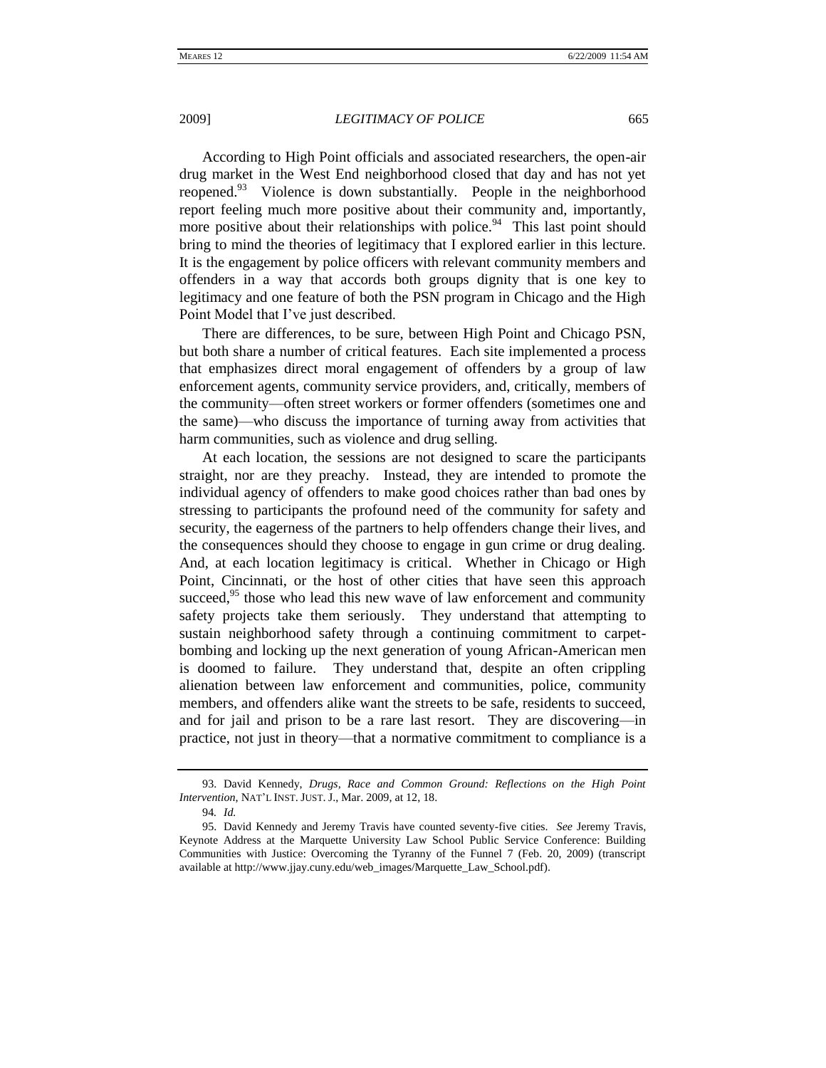According to High Point officials and associated researchers, the open-air drug market in the West End neighborhood closed that day and has not yet reopened.[93] Violence is down substantially. People in the neighborhood report feeling much more positive about their community and, importantly, more positive about their relationships with police.[94] This last point should bring to mind the theories of legitimacy that I explored earlier in this lecture. It is the engagement by police officers with relevant community members and offenders in a way that accords both groups dignity that is one key to legitimacy and one feature of both the PSN program in Chicago and the High Point Model that I've just described.

There are differences, to be sure, between High Point and Chicago PSN, but both share a number of critical features. Each site implemented a process that emphasizes direct moral engagement of offenders by a group of law enforcement agents, community service providers, and, critically, members of the community—often street workers or former offenders (sometimes one and the same)—who discuss the importance of turning away from activities that harm communities, such as violence and drug selling.

At each location, the sessions are not designed to scare the participants straight, nor are they preachy. Instead, they are intended to promote the individual agency of offenders to make good choices rather than bad ones by stressing to participants the profound need of the community for safety and security, the eagerness of the partners to help offenders change their lives, and the consequences should they choose to engage in gun crime or drug dealing. And, at each location legitimacy is critical. Whether in Chicago or High Point, Cincinnati, or the host of other cities that have seen this approach succeed,[95] those who lead this new wave of law enforcement and community safety projects take them seriously. They understand that attempting to sustain neighborhood safety through a continuing commitment to carpet-bombing and locking up the next generation of young African-American men is doomed to failure. They understand that, despite an often crippling alienation between law enforcement and communities, police, community members, and offenders alike want the streets to be safe, residents to succeed, and for jail and prison to be a rare last resort. They are discovering—in practice, not just in theory—that a normative commitment to compliance is a

---

93. David Kennedy, *Drugs, Race and Common Ground: Reflections on the High Point Intervention*, NAT'L INST. JUST. J., Mar. 2009, at 12, 18.

94. *Id.*

95. David Kennedy and Jeremy Travis have counted seventy-five cities. *See* Jeremy Travis, Keynote Address at the Marquette University Law School Public Service Conference: Building Communities with Justice: Overcoming the Tyranny of the Funnel 7 (Feb. 20, 2009) (transcript available at http://www.jjay.cuny.edu/web_images/Marquette_Law_School.pdf).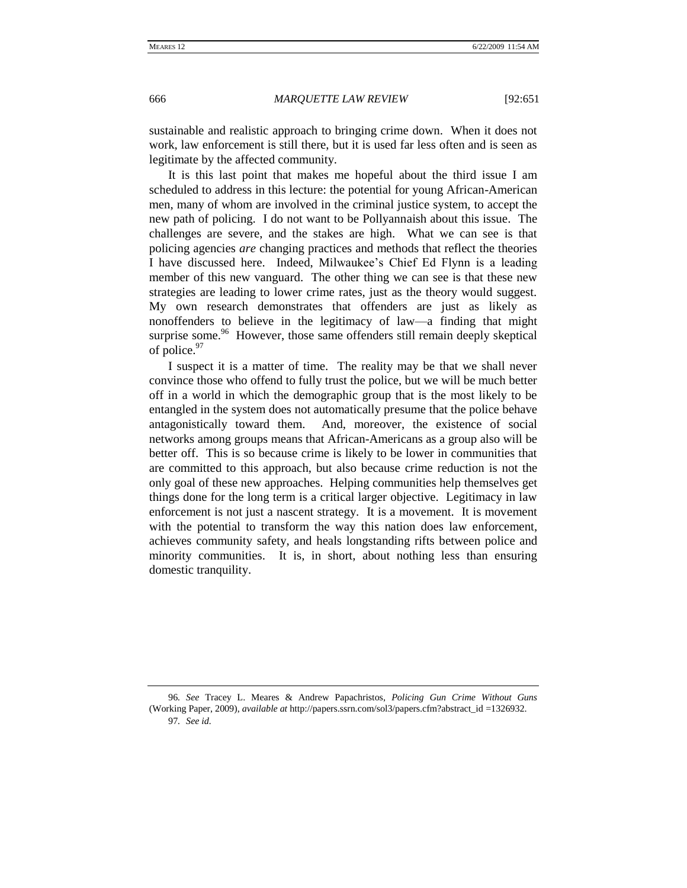sustainable and realistic approach to bringing crime down. When it does not work, law enforcement is still there, but it is used far less often and is seen as legitimate by the affected community.

It is this last point that makes me hopeful about the third issue I am scheduled to address in this lecture: the potential for young African-American men, many of whom are involved in the criminal justice system, to accept the new path of policing. I do not want to be Pollyannaish about this issue. The challenges are severe, and the stakes are high. What we can see is that policing agencies *are* changing practices and methods that reflect the theories I have discussed here. Indeed, Milwaukee's Chief Ed Flynn is a leading member of this new vanguard. The other thing we can see is that these new strategies are leading to lower crime rates, just as the theory would suggest. My own research demonstrates that offenders are just as likely as nonoffenders to believe in the legitimacy of law—a finding that might surprise some.[96] However, those same offenders still remain deeply skeptical of police.[97]

I suspect it is a matter of time. The reality may be that we shall never convince those who offend to fully trust the police, but we will be much better off in a world in which the demographic group that is the most likely to be entangled in the system does not automatically presume that the police behave antagonistically toward them. And, moreover, the existence of social networks among groups means that African-Americans as a group also will be better off. This is so because crime is likely to be lower in communities that are committed to this approach, but also because crime reduction is not the only goal of these new approaches. Helping communities help themselves get things done for the long term is a critical larger objective. Legitimacy in law enforcement is not just a nascent strategy. It is a movement. It is movement with the potential to transform the way this nation does law enforcement, achieves community safety, and heals longstanding rifts between police and minority communities. It is, in short, about nothing less than ensuring domestic tranquility.

---

96. *See* Tracey L. Meares & Andrew Papachristos, *Policing Gun Crime Without Guns* (Working Paper, 2009), *available at* http://papers.ssrn.com/sol3/papers.cfm?abstract_id =1326932.

97. *See id.*